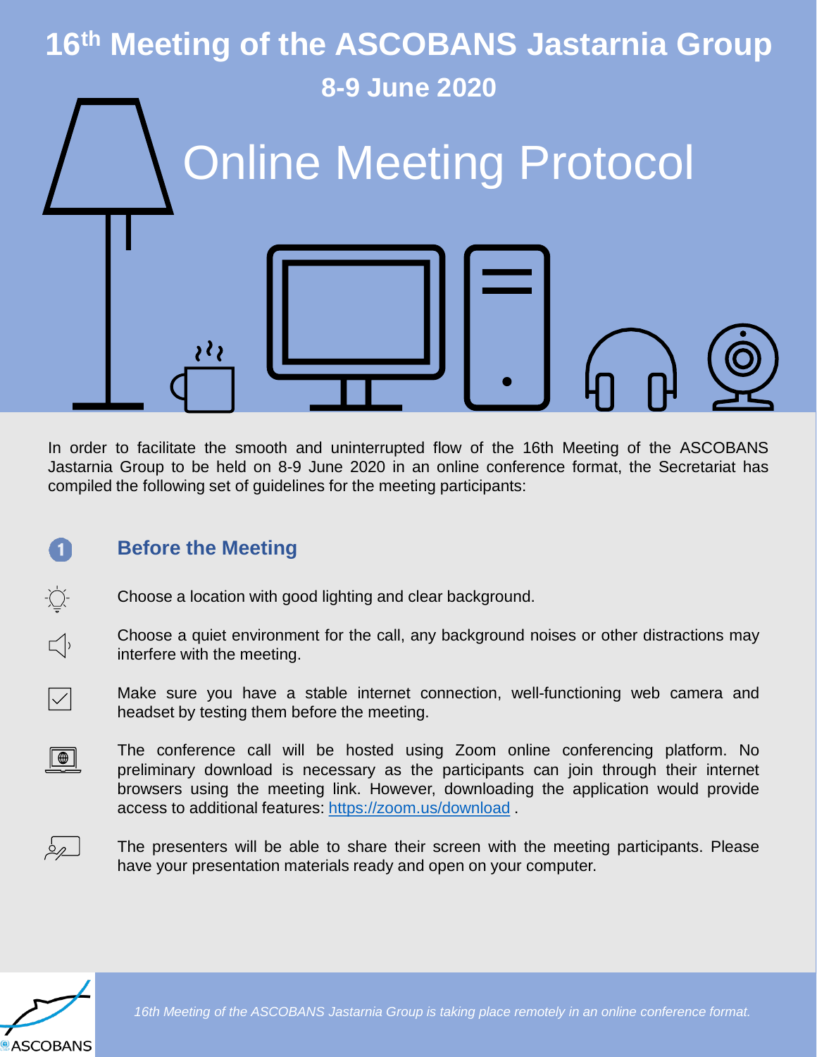# 16th Meeting of the ASCOBANS Jastarnia Group

## 8-9 June 2020

# Online Meeting Protocol

In order to facilitate the smooth and uninterrupted flow of the 16th Meeting of the ASCOBANS Jastarnia Group to be held on 8-9 June 2020 in an online conference format, the Secretariat has compiled the following set of guidelines for the meeting participants:

## 1 Before the Meeting

- Choose a location with good lighting and clear background.
- Choose a quiet environment for the call, any background noises or other distractions may interfere with the meeting.
- Make sure you have a stable internet connection, well-functioning web camera and headset by testing them before the meeting.
- The conference call will be hosted using Zoom online conferencing platform. No preliminary download is necessary as the participants can join through their internet browsers using the meeting link. However, downloading the application would provide access to additional features: https://zoom.us/download .
- The presenters will be able to share their screen with the meeting participants. Please have your presentation materials ready and open on your computer.

ASCOBANS

*16th Meeting of the ASCOBANS Jastarnia Group is taking place remotely in an online conference format.*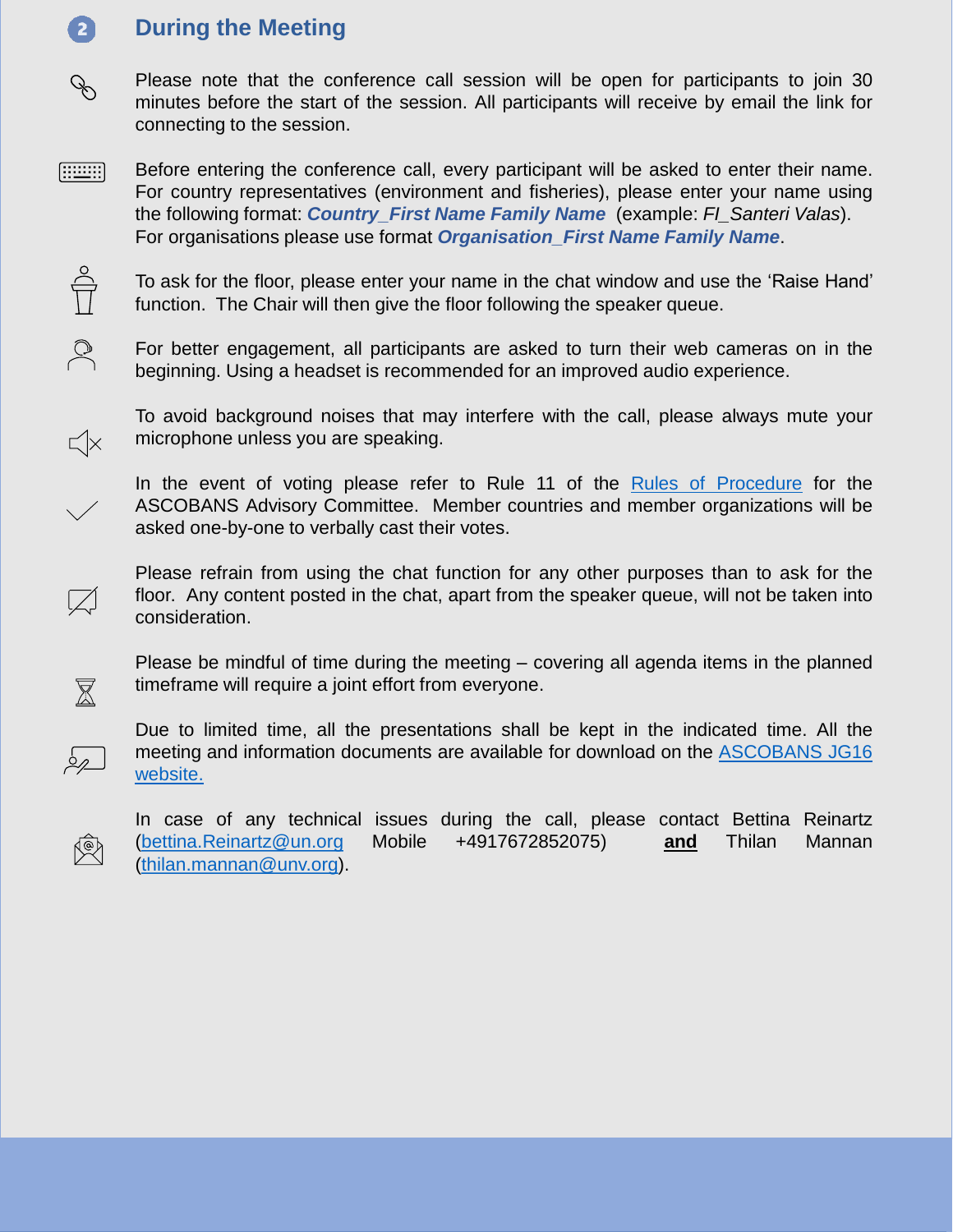## 2 During the Meeting

Please note that the conference call session will be open for participants to join 30 minutes before the start of the session. All participants will receive by email the link for connecting to the session.

Before entering the conference call, every participant will be asked to enter their name. For country representatives (environment and fisheries), please enter your name using the following format: ***Country_First Name Family Name*** (example: *FI_Santeri Valas*). For organisations please use format ***Organisation_First Name Family Name***.

To ask for the floor, please enter your name in the chat window and use the 'Raise Hand' function. The Chair will then give the floor following the speaker queue.

For better engagement, all participants are asked to turn their web cameras on in the beginning. Using a headset is recommended for an improved audio experience.

To avoid background noises that may interfere with the call, please always mute your microphone unless you are speaking.

In the event of voting please refer to Rule 11 of the Rules of Procedure for the ASCOBANS Advisory Committee. Member countries and member organizations will be asked one-by-one to verbally cast their votes.

Please refrain from using the chat function for any other purposes than to ask for the floor. Any content posted in the chat, apart from the speaker queue, will not be taken into consideration.

Please be mindful of time during the meeting – covering all agenda items in the planned timeframe will require a joint effort from everyone.

Due to limited time, all the presentations shall be kept in the indicated time. All the meeting and information documents are available for download on the ASCOBANS JG16 website.

In case of any technical issues during the call, please contact Bettina Reinartz (bettina.Reinartz@un.org Mobile +4917672852075) **and** Thilan Mannan (thilan.mannan@unv.org).